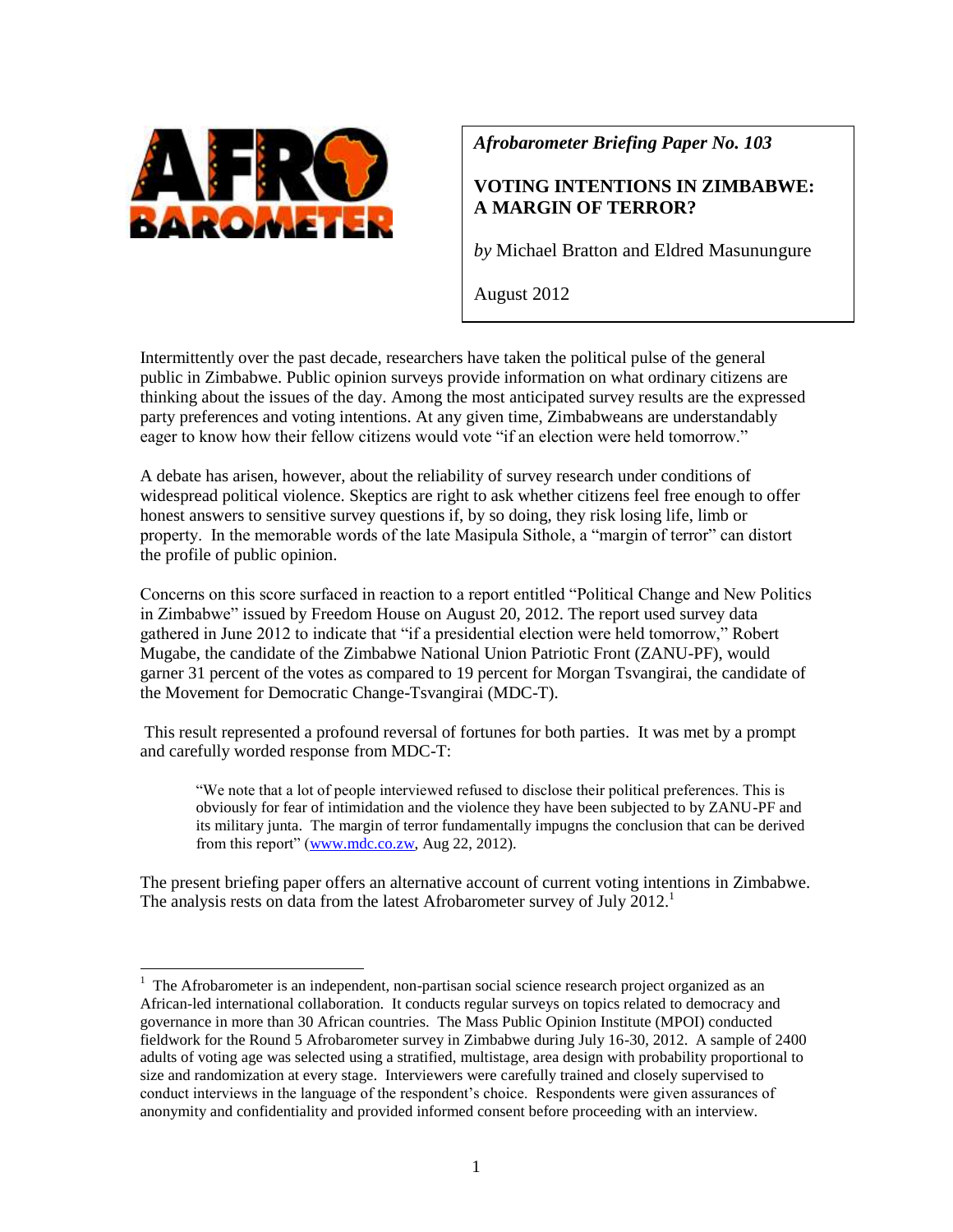*Afrobarometer Briefing Paper No. 103*

# VOTING INTENTIONS IN ZIMBABWE: A MARGIN OF TERROR?

*by* Michael Bratton and Eldred Masunungure

August 2012

Intermittently over the past decade, researchers have taken the political pulse of the general public in Zimbabwe. Public opinion surveys provide information on what ordinary citizens are thinking about the issues of the day. Among the most anticipated survey results are the expressed party preferences and voting intentions. At any given time, Zimbabweans are understandably eager to know how their fellow citizens would vote "if an election were held tomorrow."

A debate has arisen, however, about the reliability of survey research under conditions of widespread political violence. Skeptics are right to ask whether citizens feel free enough to offer honest answers to sensitive survey questions if, by so doing, they risk losing life, limb or property. In the memorable words of the late Masipula Sithole, a "margin of terror" can distort the profile of public opinion.

Concerns on this score surfaced in reaction to a report entitled "Political Change and New Politics in Zimbabwe" issued by Freedom House on August 20, 2012. The report used survey data gathered in June 2012 to indicate that "if a presidential election were held tomorrow," Robert Mugabe, the candidate of the Zimbabwe National Union Patriotic Front (ZANU-PF), would garner 31 percent of the votes as compared to 19 percent for Morgan Tsvangirai, the candidate of the Movement for Democratic Change-Tsvangirai (MDC-T).

This result represented a profound reversal of fortunes for both parties. It was met by a prompt and carefully worded response from MDC-T:

> "We note that a lot of people interviewed refused to disclose their political preferences. This is obviously for fear of intimidation and the violence they have been subjected to by ZANU-PF and its military junta. The margin of terror fundamentally impugns the conclusion that can be derived from this report" (www.mdc.co.zw, Aug 22, 2012).

The present briefing paper offers an alternative account of current voting intentions in Zimbabwe. The analysis rests on data from the latest Afrobarometer survey of July 2012.[1]

---

[1] The Afrobarometer is an independent, non-partisan social science research project organized as an African-led international collaboration. It conducts regular surveys on topics related to democracy and governance in more than 30 African countries. The Mass Public Opinion Institute (MPOI) conducted fieldwork for the Round 5 Afrobarometer survey in Zimbabwe during July 16-30, 2012. A sample of 2400 adults of voting age was selected using a stratified, multistage, area design with probability proportional to size and randomization at every stage. Interviewers were carefully trained and closely supervised to conduct interviews in the language of the respondent's choice. Respondents were given assurances of anonymity and confidentiality and provided informed consent before proceeding with an interview.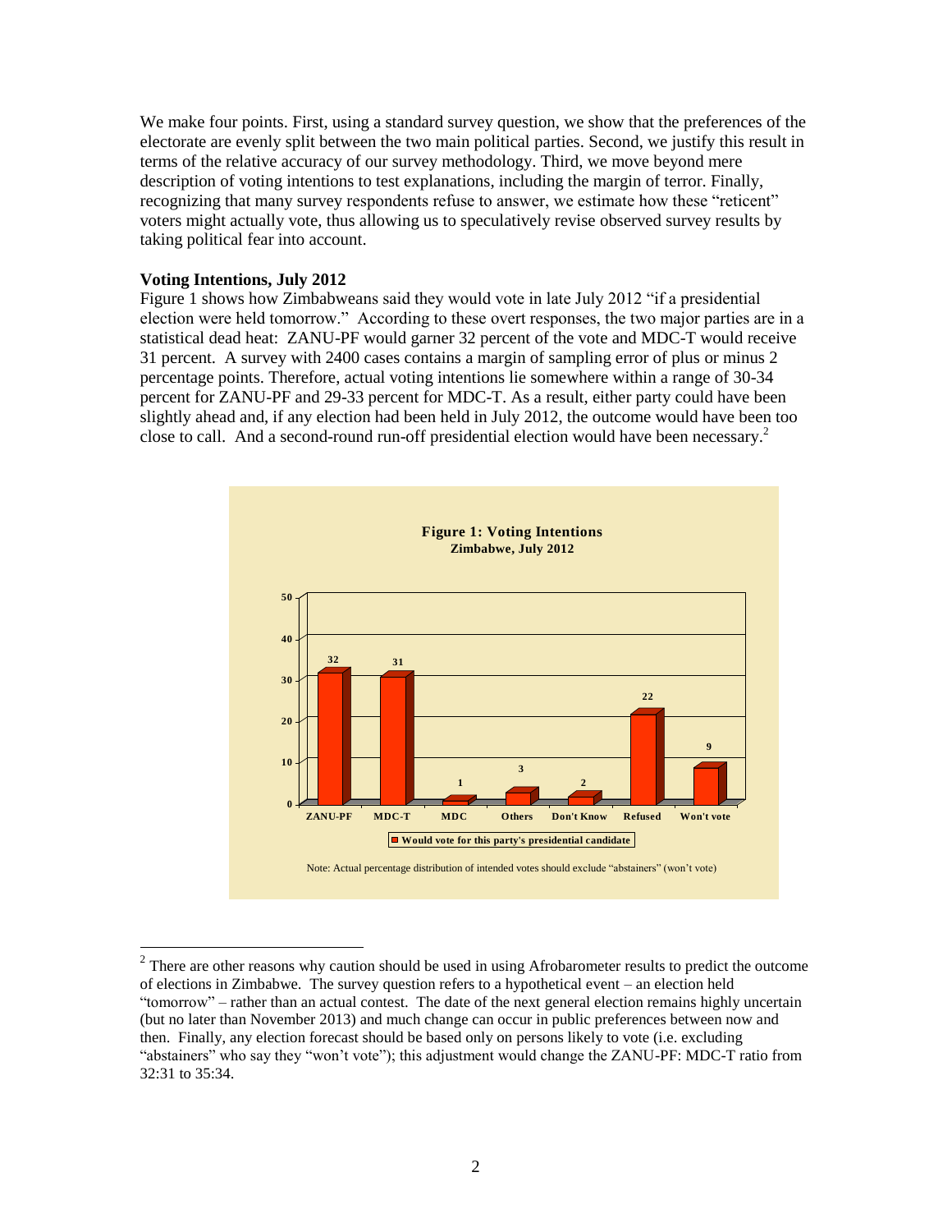We make four points. First, using a standard survey question, we show that the preferences of the electorate are evenly split between the two main political parties. Second, we justify this result in terms of the relative accuracy of our survey methodology. Third, we move beyond mere description of voting intentions to test explanations, including the margin of terror. Finally, recognizing that many survey respondents refuse to answer, we estimate how these "reticent" voters might actually vote, thus allowing us to speculatively revise observed survey results by taking political fear into account.

**Voting Intentions, July 2012**

Figure 1 shows how Zimbabweans said they would vote in late July 2012 "if a presidential election were held tomorrow." According to these overt responses, the two major parties are in a statistical dead heat: ZANU-PF would garner 32 percent of the vote and MDC-T would receive 31 percent. A survey with 2400 cases contains a margin of sampling error of plus or minus 2 percentage points. Therefore, actual voting intentions lie somewhere within a range of 30-34 percent for ZANU-PF and 29-33 percent for MDC-T. As a result, either party could have been slightly ahead and, if any election had been held in July 2012, the outcome would have been too close to call. And a second-round run-off presidential election would have been necessary.[2]

**Figure 1: Voting Intentions**
**Zimbabwe, July 2012**

| | ZANU-PF | MDC-T | MDC | Others | Don't Know | Refused | Won't vote |
|---|---|---|---|---|---|---|---|
| Would vote for this party's presidential candidate | 32 | 31 | 1 | 3 | 2 | 22 | 9 |

Note: Actual percentage distribution of intended votes should exclude "abstainers" (won't vote)

[2] There are other reasons why caution should be used in using Afrobarometer results to predict the outcome of elections in Zimbabwe. The survey question refers to a hypothetical event – an election held "tomorrow" – rather than an actual contest. The date of the next general election remains highly uncertain (but no later than November 2013) and much change can occur in public preferences between now and then. Finally, any election forecast should be based only on persons likely to vote (i.e. excluding "abstainers" who say they "won't vote"); this adjustment would change the ZANU-PF: MDC-T ratio from 32:31 to 35:34.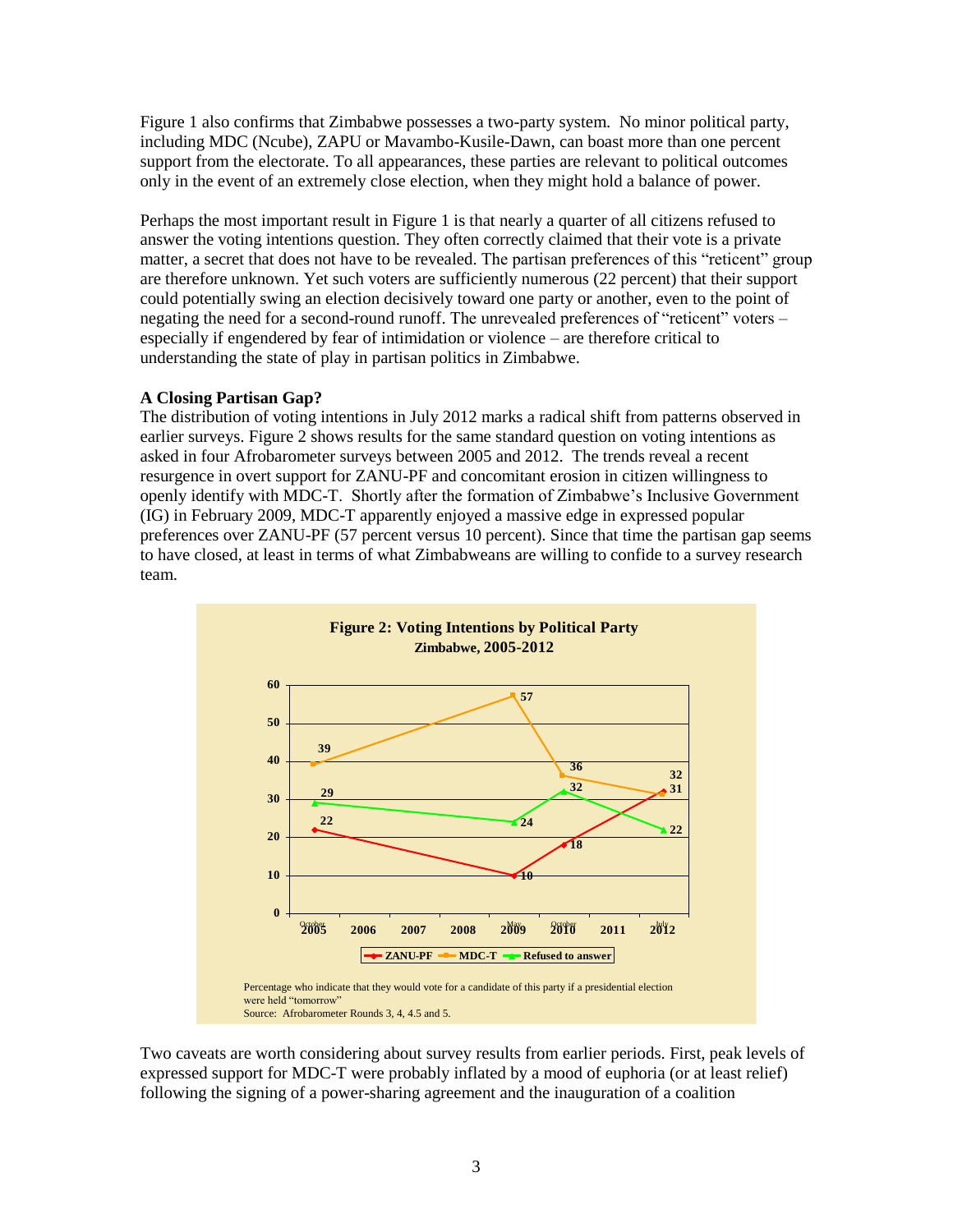Figure 1 also confirms that Zimbabwe possesses a two-party system. No minor political party, including MDC (Ncube), ZAPU or Mavambo-Kusile-Dawn, can boast more than one percent support from the electorate. To all appearances, these parties are relevant to political outcomes only in the event of an extremely close election, when they might hold a balance of power.

Perhaps the most important result in Figure 1 is that nearly a quarter of all citizens refused to answer the voting intentions question. They often correctly claimed that their vote is a private matter, a secret that does not have to be revealed. The partisan preferences of this "reticent" group are therefore unknown. Yet such voters are sufficiently numerous (22 percent) that their support could potentially swing an election decisively toward one party or another, even to the point of negating the need for a second-round runoff. The unrevealed preferences of "reticent" voters – especially if engendered by fear of intimidation or violence – are therefore critical to understanding the state of play in partisan politics in Zimbabwe.

**A Closing Partisan Gap?**

The distribution of voting intentions in July 2012 marks a radical shift from patterns observed in earlier surveys. Figure 2 shows results for the same standard question on voting intentions as asked in four Afrobarometer surveys between 2005 and 2012. The trends reveal a recent resurgence in overt support for ZANU-PF and concomitant erosion in citizen willingness to openly identify with MDC-T. Shortly after the formation of Zimbabwe's Inclusive Government (IG) in February 2009, MDC-T apparently enjoyed a massive edge in expressed popular preferences over ZANU-PF (57 percent versus 10 percent). Since that time the partisan gap seems to have closed, at least in terms of what Zimbabweans are willing to confide to a survey research team.

**Figure 2: Voting Intentions by Political Party**
**Zimbabwe, 2005-2012**

| | October 2005 | May 2009 | October 2010 | July 2012 |
|---|---|---|---|---|
| ZANU-PF | 22 | 10 | 18 | 32 |
| MDC-T | 39 | 57 | 36 | 31 |
| Refused to answer | 29 | 24 | 32 | 22 |

Percentage who indicate that they would vote for a candidate of this party if a presidential election were held "tomorrow"

Source: Afrobarometer Rounds 3, 4, 4.5 and 5.

Two caveats are worth considering about survey results from earlier periods. First, peak levels of expressed support for MDC-T were probably inflated by a mood of euphoria (or at least relief) following the signing of a power-sharing agreement and the inauguration of a coalition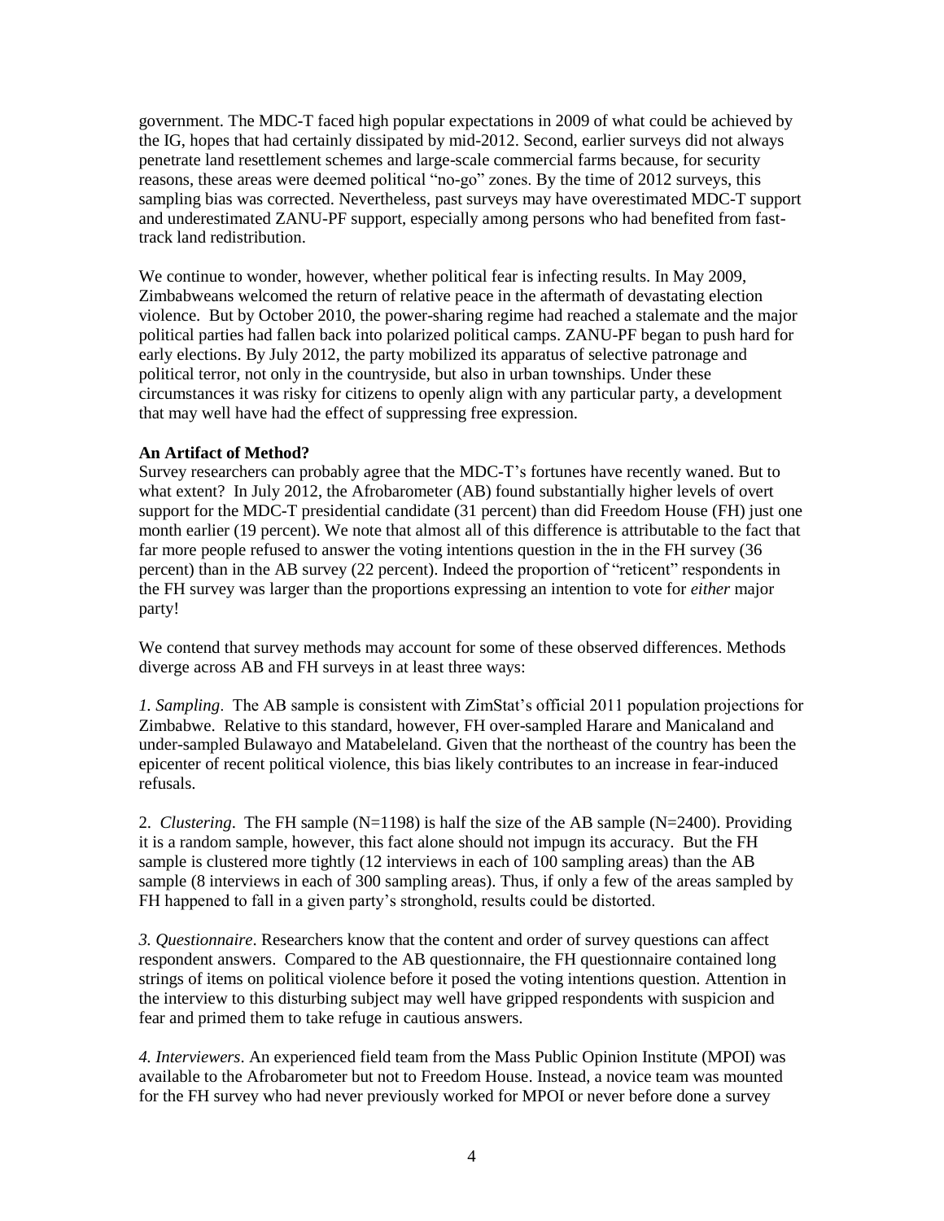government. The MDC-T faced high popular expectations in 2009 of what could be achieved by the IG, hopes that had certainly dissipated by mid-2012. Second, earlier surveys did not always penetrate land resettlement schemes and large-scale commercial farms because, for security reasons, these areas were deemed political "no-go" zones. By the time of 2012 surveys, this sampling bias was corrected. Nevertheless, past surveys may have overestimated MDC-T support and underestimated ZANU-PF support, especially among persons who had benefited from fast-track land redistribution.

We continue to wonder, however, whether political fear is infecting results. In May 2009, Zimbabweans welcomed the return of relative peace in the aftermath of devastating election violence. But by October 2010, the power-sharing regime had reached a stalemate and the major political parties had fallen back into polarized political camps. ZANU-PF began to push hard for early elections. By July 2012, the party mobilized its apparatus of selective patronage and political terror, not only in the countryside, but also in urban townships. Under these circumstances it was risky for citizens to openly align with any particular party, a development that may well have had the effect of suppressing free expression.

**An Artifact of Method?**

Survey researchers can probably agree that the MDC-T's fortunes have recently waned. But to what extent? In July 2012, the Afrobarometer (AB) found substantially higher levels of overt support for the MDC-T presidential candidate (31 percent) than did Freedom House (FH) just one month earlier (19 percent). We note that almost all of this difference is attributable to the fact that far more people refused to answer the voting intentions question in the in the FH survey (36 percent) than in the AB survey (22 percent). Indeed the proportion of "reticent" respondents in the FH survey was larger than the proportions expressing an intention to vote for *either* major party!

We contend that survey methods may account for some of these observed differences. Methods diverge across AB and FH surveys in at least three ways:

*1. Sampling*. The AB sample is consistent with ZimStat's official 2011 population projections for Zimbabwe. Relative to this standard, however, FH over-sampled Harare and Manicaland and under-sampled Bulawayo and Matabeleland. Given that the northeast of the country has been the epicenter of recent political violence, this bias likely contributes to an increase in fear-induced refusals.

2. *Clustering*. The FH sample (N=1198) is half the size of the AB sample (N=2400). Providing it is a random sample, however, this fact alone should not impugn its accuracy. But the FH sample is clustered more tightly (12 interviews in each of 100 sampling areas) than the AB sample (8 interviews in each of 300 sampling areas). Thus, if only a few of the areas sampled by FH happened to fall in a given party's stronghold, results could be distorted.

*3. Questionnaire*. Researchers know that the content and order of survey questions can affect respondent answers. Compared to the AB questionnaire, the FH questionnaire contained long strings of items on political violence before it posed the voting intentions question. Attention in the interview to this disturbing subject may well have gripped respondents with suspicion and fear and primed them to take refuge in cautious answers.

*4. Interviewers*. An experienced field team from the Mass Public Opinion Institute (MPOI) was available to the Afrobarometer but not to Freedom House. Instead, a novice team was mounted for the FH survey who had never previously worked for MPOI or never before done a survey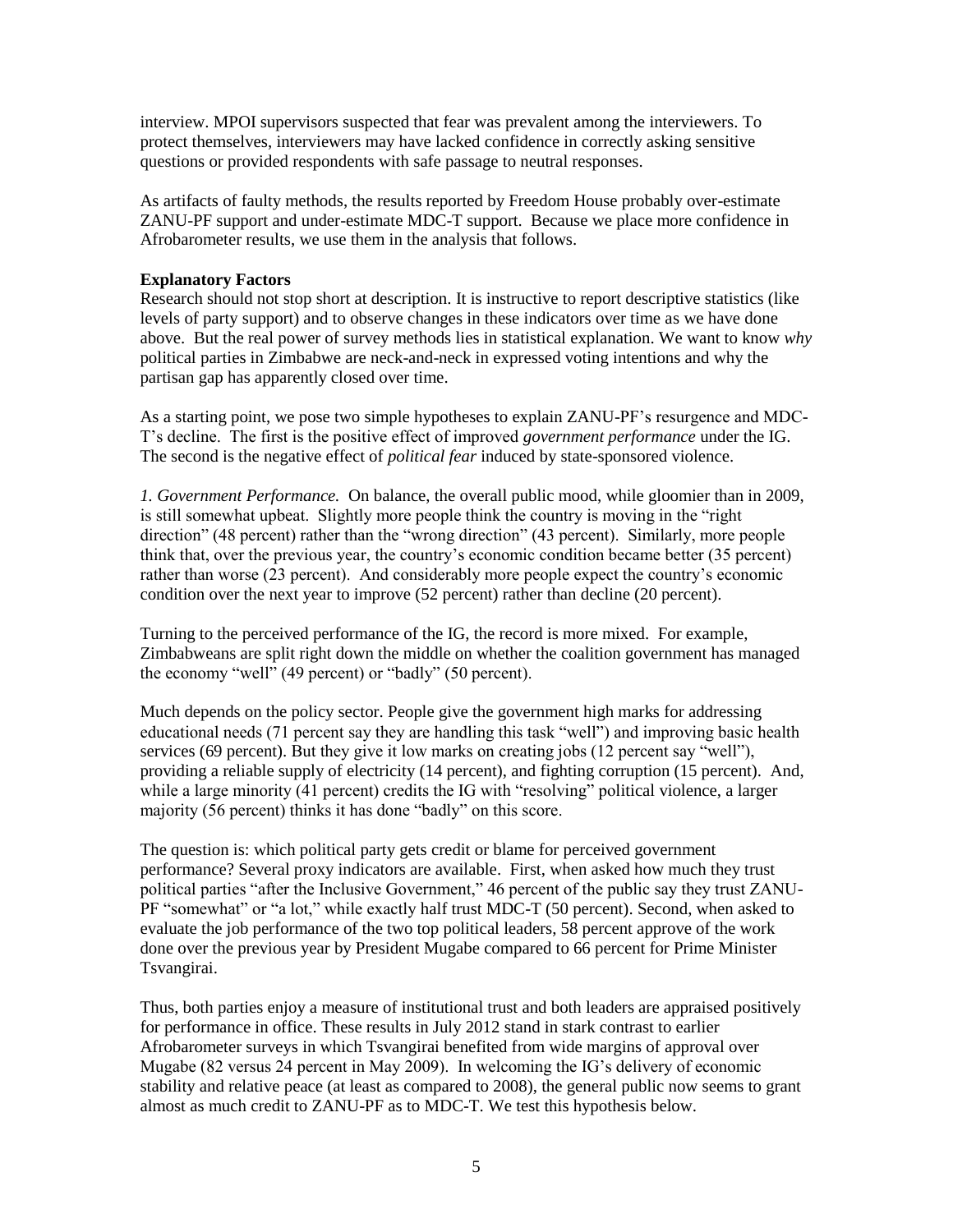interview. MPOI supervisors suspected that fear was prevalent among the interviewers. To protect themselves, interviewers may have lacked confidence in correctly asking sensitive questions or provided respondents with safe passage to neutral responses.

As artifacts of faulty methods, the results reported by Freedom House probably over-estimate ZANU-PF support and under-estimate MDC-T support. Because we place more confidence in Afrobarometer results, we use them in the analysis that follows.

**Explanatory Factors**

Research should not stop short at description. It is instructive to report descriptive statistics (like levels of party support) and to observe changes in these indicators over time as we have done above. But the real power of survey methods lies in statistical explanation. We want to know *why* political parties in Zimbabwe are neck-and-neck in expressed voting intentions and why the partisan gap has apparently closed over time.

As a starting point, we pose two simple hypotheses to explain ZANU-PF's resurgence and MDC-T's decline. The first is the positive effect of improved *government performance* under the IG. The second is the negative effect of *political fear* induced by state-sponsored violence.

*1. Government Performance.* On balance, the overall public mood, while gloomier than in 2009, is still somewhat upbeat. Slightly more people think the country is moving in the "right direction" (48 percent) rather than the "wrong direction" (43 percent). Similarly, more people think that, over the previous year, the country's economic condition became better (35 percent) rather than worse (23 percent). And considerably more people expect the country's economic condition over the next year to improve (52 percent) rather than decline (20 percent).

Turning to the perceived performance of the IG, the record is more mixed. For example, Zimbabweans are split right down the middle on whether the coalition government has managed the economy "well" (49 percent) or "badly" (50 percent).

Much depends on the policy sector. People give the government high marks for addressing educational needs (71 percent say they are handling this task "well") and improving basic health services (69 percent). But they give it low marks on creating jobs (12 percent say "well"), providing a reliable supply of electricity (14 percent), and fighting corruption (15 percent). And, while a large minority (41 percent) credits the IG with "resolving" political violence, a larger majority (56 percent) thinks it has done "badly" on this score.

The question is: which political party gets credit or blame for perceived government performance? Several proxy indicators are available. First, when asked how much they trust political parties "after the Inclusive Government," 46 percent of the public say they trust ZANU-PF "somewhat" or "a lot," while exactly half trust MDC-T (50 percent). Second, when asked to evaluate the job performance of the two top political leaders, 58 percent approve of the work done over the previous year by President Mugabe compared to 66 percent for Prime Minister Tsvangirai.

Thus, both parties enjoy a measure of institutional trust and both leaders are appraised positively for performance in office. These results in July 2012 stand in stark contrast to earlier Afrobarometer surveys in which Tsvangirai benefited from wide margins of approval over Mugabe (82 versus 24 percent in May 2009). In welcoming the IG's delivery of economic stability and relative peace (at least as compared to 2008), the general public now seems to grant almost as much credit to ZANU-PF as to MDC-T. We test this hypothesis below.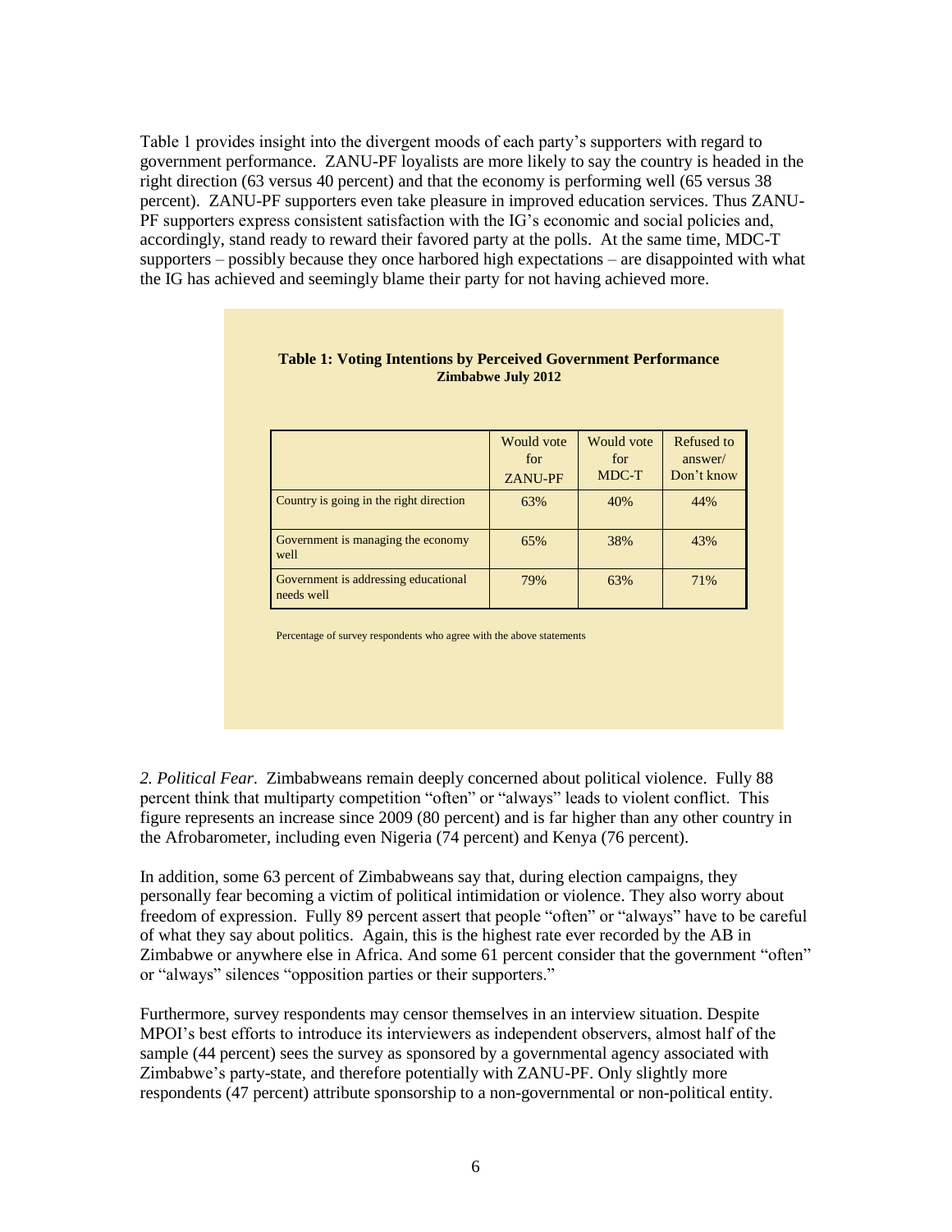Table 1 provides insight into the divergent moods of each party's supporters with regard to government performance. ZANU-PF loyalists are more likely to say the country is headed in the right direction (63 versus 40 percent) and that the economy is performing well (65 versus 38 percent). ZANU-PF supporters even take pleasure in improved education services. Thus ZANU-PF supporters express consistent satisfaction with the IG's economic and social policies and, accordingly, stand ready to reward their favored party at the polls. At the same time, MDC-T supporters – possibly because they once harbored high expectations – are disappointed with what the IG has achieved and seemingly blame their party for not having achieved more.

**Table 1: Voting Intentions by Perceived Government Performance**
**Zimbabwe July 2012**

| | Would vote for ZANU-PF | Would vote for MDC-T | Refused to answer/ Don't know |
|---|---|---|---|
| Country is going in the right direction | 63% | 40% | 44% |
| Government is managing the economy well | 65% | 38% | 43% |
| Government is addressing educational needs well | 79% | 63% | 71% |

Percentage of survey respondents who agree with the above statements

*2. Political Fear.* Zimbabweans remain deeply concerned about political violence. Fully 88 percent think that multiparty competition "often" or "always" leads to violent conflict. This figure represents an increase since 2009 (80 percent) and is far higher than any other country in the Afrobarometer, including even Nigeria (74 percent) and Kenya (76 percent).

In addition, some 63 percent of Zimbabweans say that, during election campaigns, they personally fear becoming a victim of political intimidation or violence. They also worry about freedom of expression. Fully 89 percent assert that people "often" or "always" have to be careful of what they say about politics. Again, this is the highest rate ever recorded by the AB in Zimbabwe or anywhere else in Africa. And some 61 percent consider that the government "often" or "always" silences "opposition parties or their supporters."

Furthermore, survey respondents may censor themselves in an interview situation. Despite MPOI's best efforts to introduce its interviewers as independent observers, almost half of the sample (44 percent) sees the survey as sponsored by a governmental agency associated with Zimbabwe's party-state, and therefore potentially with ZANU-PF. Only slightly more respondents (47 percent) attribute sponsorship to a non-governmental or non-political entity.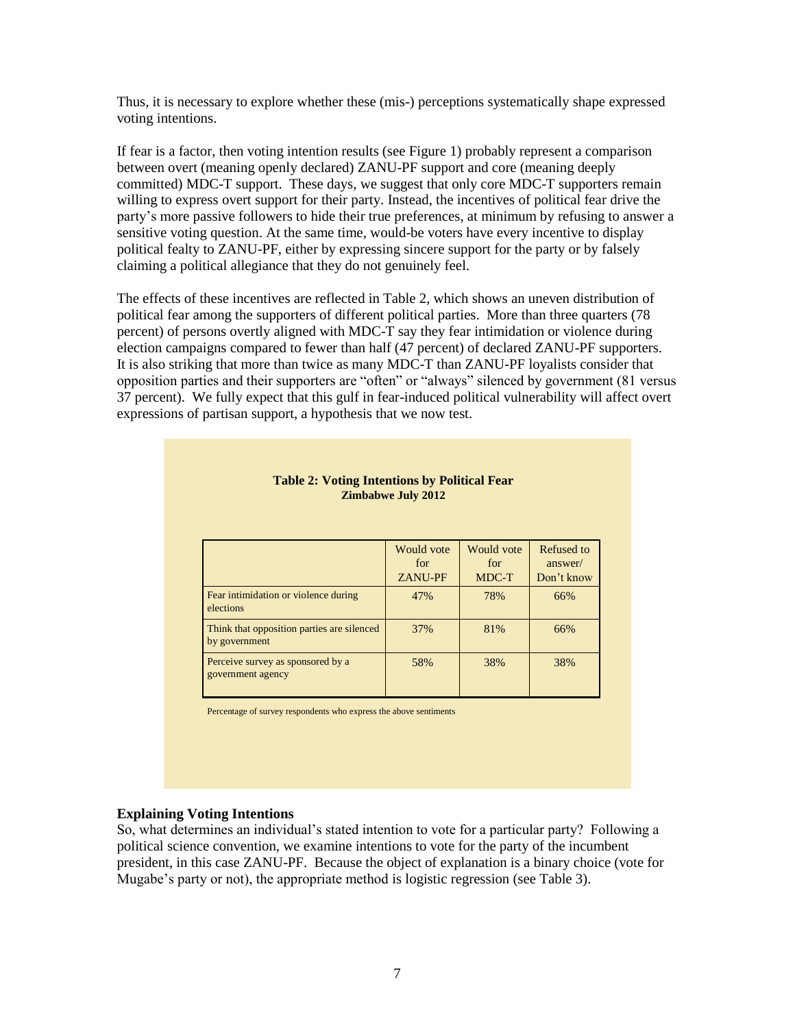Thus, it is necessary to explore whether these (mis-) perceptions systematically shape expressed voting intentions.

If fear is a factor, then voting intention results (see Figure 1) probably represent a comparison between overt (meaning openly declared) ZANU-PF support and core (meaning deeply committed) MDC-T support. These days, we suggest that only core MDC-T supporters remain willing to express overt support for their party. Instead, the incentives of political fear drive the party's more passive followers to hide their true preferences, at minimum by refusing to answer a sensitive voting question. At the same time, would-be voters have every incentive to display political fealty to ZANU-PF, either by expressing sincere support for the party or by falsely claiming a political allegiance that they do not genuinely feel.

The effects of these incentives are reflected in Table 2, which shows an uneven distribution of political fear among the supporters of different political parties. More than three quarters (78 percent) of persons overtly aligned with MDC-T say they fear intimidation or violence during election campaigns compared to fewer than half (47 percent) of declared ZANU-PF supporters. It is also striking that more than twice as many MDC-T than ZANU-PF loyalists consider that opposition parties and their supporters are "often" or "always" silenced by government (81 versus 37 percent). We fully expect that this gulf in fear-induced political vulnerability will affect overt expressions of partisan support, a hypothesis that we now test.

**Table 2: Voting Intentions by Political Fear**
**Zimbabwe July 2012**

| | Would vote for ZANU-PF | Would vote for MDC-T | Refused to answer/ Don't know |
|---|---|---|---|
| Fear intimidation or violence during elections | 47% | 78% | 66% |
| Think that opposition parties are silenced by government | 37% | 81% | 66% |
| Perceive survey as sponsored by a government agency | 58% | 38% | 38% |

Percentage of survey respondents who express the above sentiments

**Explaining Voting Intentions**

So, what determines an individual's stated intention to vote for a particular party? Following a political science convention, we examine intentions to vote for the party of the incumbent president, in this case ZANU-PF. Because the object of explanation is a binary choice (vote for Mugabe's party or not), the appropriate method is logistic regression (see Table 3).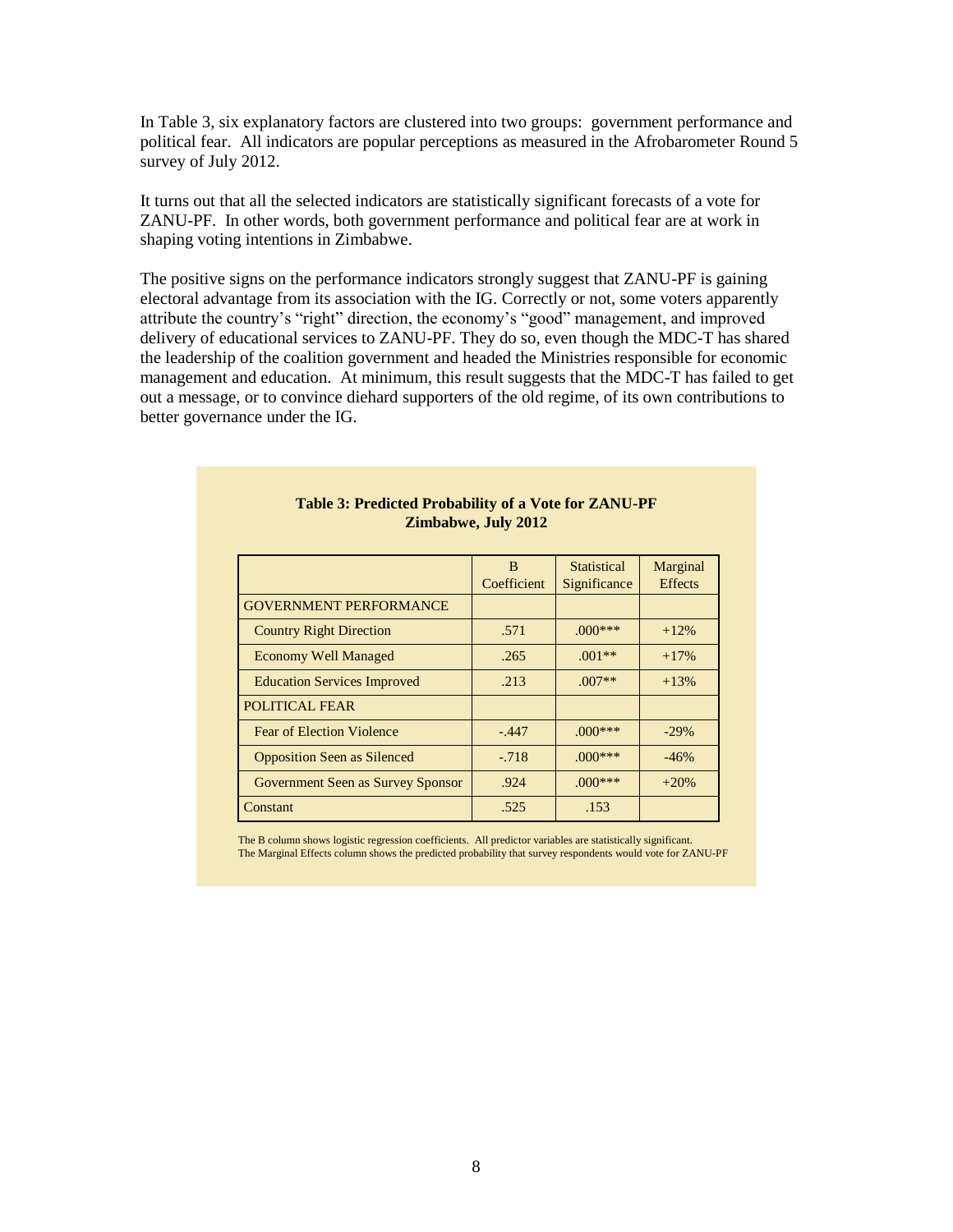In Table 3, six explanatory factors are clustered into two groups: government performance and political fear. All indicators are popular perceptions as measured in the Afrobarometer Round 5 survey of July 2012.

It turns out that all the selected indicators are statistically significant forecasts of a vote for ZANU-PF. In other words, both government performance and political fear are at work in shaping voting intentions in Zimbabwe.

The positive signs on the performance indicators strongly suggest that ZANU-PF is gaining electoral advantage from its association with the IG. Correctly or not, some voters apparently attribute the country's "right" direction, the economy's "good" management, and improved delivery of educational services to ZANU-PF. They do so, even though the MDC-T has shared the leadership of the coalition government and headed the Ministries responsible for economic management and education. At minimum, this result suggests that the MDC-T has failed to get out a message, or to convince diehard supporters of the old regime, of its own contributions to better governance under the IG.

**Table 3: Predicted Probability of a Vote for ZANU-PF Zimbabwe, July 2012**

| | B Coefficient | Statistical Significance | Marginal Effects |
|---|---|---|---|
| GOVERNMENT PERFORMANCE | | | |
| Country Right Direction | .571 | .000*** | +12% |
| Economy Well Managed | .265 | .001** | +17% |
| Education Services Improved | .213 | .007** | +13% |
| POLITICAL FEAR | | | |
| Fear of Election Violence | -.447 | .000*** | -29% |
| Opposition Seen as Silenced | -.718 | .000*** | -46% |
| Government Seen as Survey Sponsor | .924 | .000*** | +20% |
| Constant | .525 | .153 | |

The B column shows logistic regression coefficients. All predictor variables are statistically significant.
The Marginal Effects column shows the predicted probability that survey respondents would vote for ZANU-PF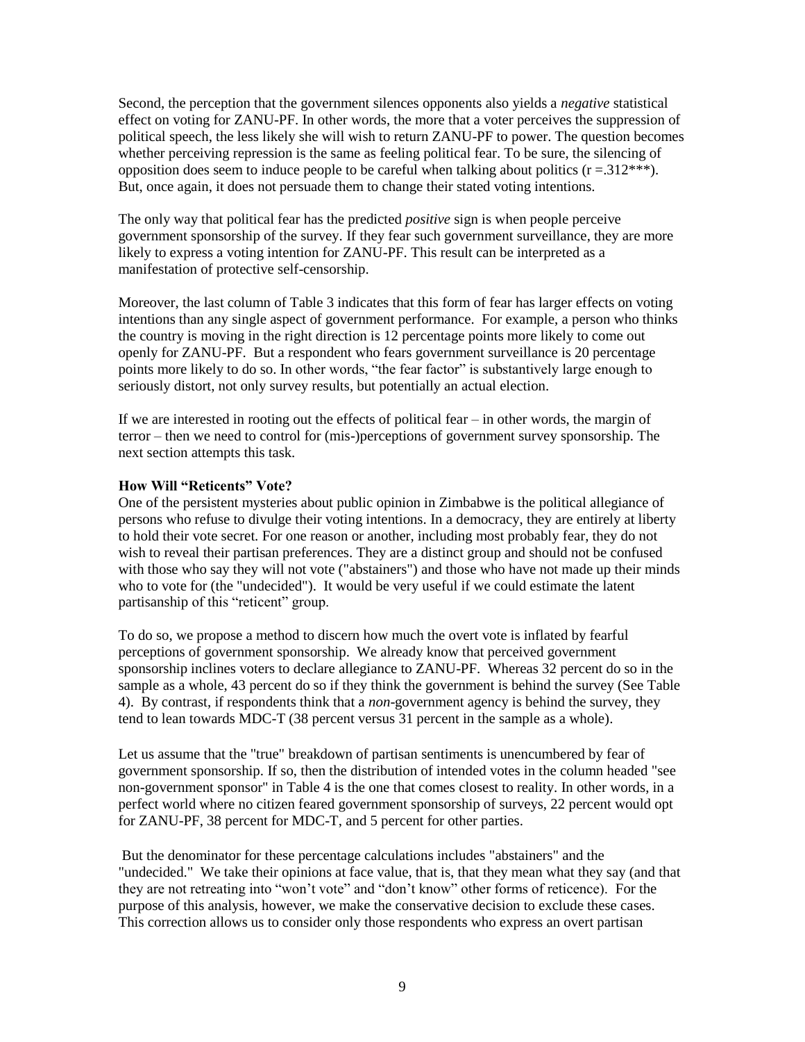Second, the perception that the government silences opponents also yields a *negative* statistical effect on voting for ZANU-PF. In other words, the more that a voter perceives the suppression of political speech, the less likely she will wish to return ZANU-PF to power. The question becomes whether perceiving repression is the same as feeling political fear. To be sure, the silencing of opposition does seem to induce people to be careful when talking about politics (r =.312***). But, once again, it does not persuade them to change their stated voting intentions.

The only way that political fear has the predicted *positive* sign is when people perceive government sponsorship of the survey. If they fear such government surveillance, they are more likely to express a voting intention for ZANU-PF. This result can be interpreted as a manifestation of protective self-censorship.

Moreover, the last column of Table 3 indicates that this form of fear has larger effects on voting intentions than any single aspect of government performance. For example, a person who thinks the country is moving in the right direction is 12 percentage points more likely to come out openly for ZANU-PF. But a respondent who fears government surveillance is 20 percentage points more likely to do so. In other words, "the fear factor" is substantively large enough to seriously distort, not only survey results, but potentially an actual election.

If we are interested in rooting out the effects of political fear – in other words, the margin of terror – then we need to control for (mis-)perceptions of government survey sponsorship. The next section attempts this task.

**How Will "Reticents" Vote?**

One of the persistent mysteries about public opinion in Zimbabwe is the political allegiance of persons who refuse to divulge their voting intentions. In a democracy, they are entirely at liberty to hold their vote secret. For one reason or another, including most probably fear, they do not wish to reveal their partisan preferences. They are a distinct group and should not be confused with those who say they will not vote ("abstainers") and those who have not made up their minds who to vote for (the "undecided"). It would be very useful if we could estimate the latent partisanship of this "reticent" group.

To do so, we propose a method to discern how much the overt vote is inflated by fearful perceptions of government sponsorship. We already know that perceived government sponsorship inclines voters to declare allegiance to ZANU-PF. Whereas 32 percent do so in the sample as a whole, 43 percent do so if they think the government is behind the survey (See Table 4). By contrast, if respondents think that a *non*-government agency is behind the survey, they tend to lean towards MDC-T (38 percent versus 31 percent in the sample as a whole).

Let us assume that the "true" breakdown of partisan sentiments is unencumbered by fear of government sponsorship. If so, then the distribution of intended votes in the column headed "see non-government sponsor" in Table 4 is the one that comes closest to reality. In other words, in a perfect world where no citizen feared government sponsorship of surveys, 22 percent would opt for ZANU-PF, 38 percent for MDC-T, and 5 percent for other parties.

But the denominator for these percentage calculations includes "abstainers" and the "undecided." We take their opinions at face value, that is, that they mean what they say (and that they are not retreating into "won't vote" and "don't know" other forms of reticence). For the purpose of this analysis, however, we make the conservative decision to exclude these cases. This correction allows us to consider only those respondents who express an overt partisan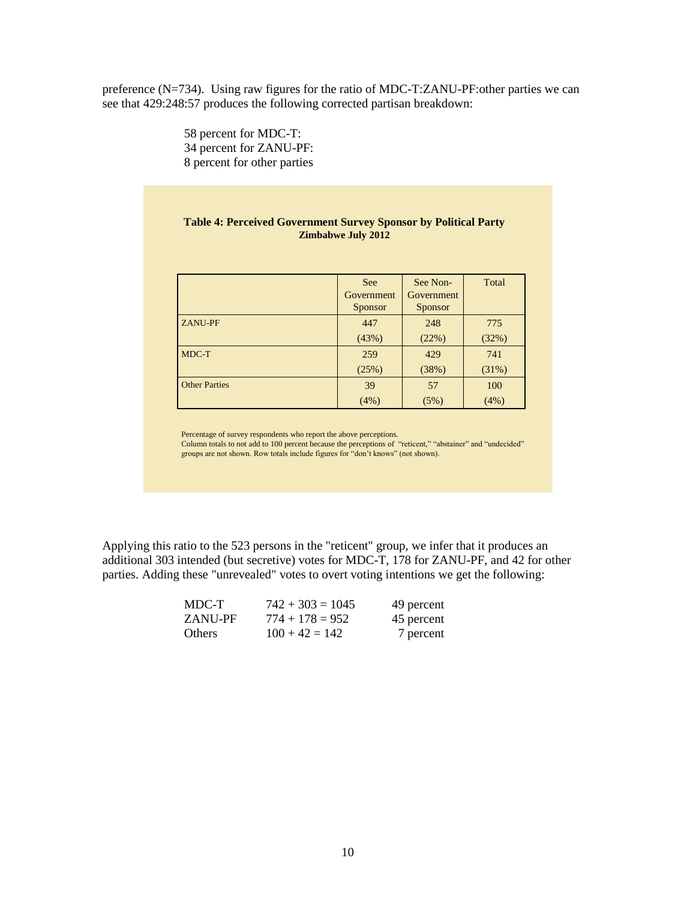preference (N=734). Using raw figures for the ratio of MDC-T:ZANU-PF:other parties we can see that 429:248:57 produces the following corrected partisan breakdown:

58 percent for MDC-T:
34 percent for ZANU-PF:
8 percent for other parties

**Table 4: Perceived Government Survey Sponsor by Political Party**
**Zimbabwe July 2012**

| | See Government Sponsor | See Non-Government Sponsor | Total |
|---|---|---|---|
| ZANU-PF | 447 (43%) | 248 (22%) | 775 (32%) |
| MDC-T | 259 (25%) | 429 (38%) | 741 (31%) |
| Other Parties | 39 (4%) | 57 (5%) | 100 (4%) |

Percentage of survey respondents who report the above perceptions.
Column totals to not add to 100 percent because the perceptions of "reticent," "abstainer" and "undecided" groups are not shown. Row totals include figures for "don't knows" (not shown).

Applying this ratio to the 523 persons in the "reticent" group, we infer that it produces an additional 303 intended (but secretive) votes for MDC-T, 178 for ZANU-PF, and 42 for other parties. Adding these "unrevealed" votes to overt voting intentions we get the following:

| | | |
|---|---|---|
| MDC-T | 742 + 303 = 1045 | 49 percent |
| ZANU-PF | 774 + 178 = 952 | 45 percent |
| Others | 100 + 42 = 142 | 7 percent |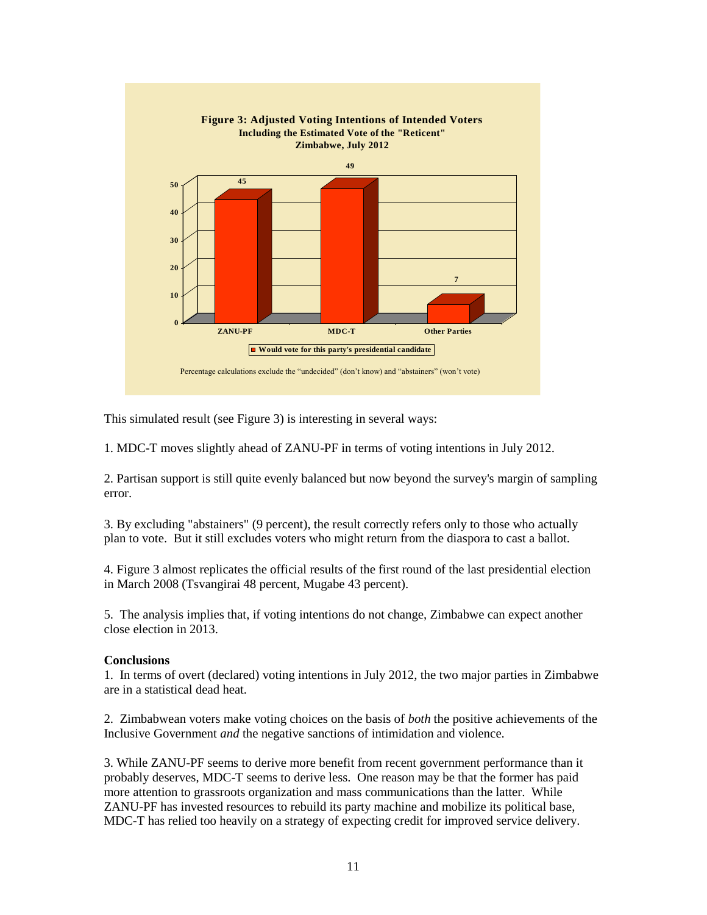**Figure 3: Adjusted Voting Intentions of Intended Voters**
**Including the Estimated Vote of the "Reticent"**
**Zimbabwe, July 2012**

| Party | Would vote for this party's presidential candidate |
|---|---|
| ZANU-PF | 45 |
| MDC-T | 49 |
| Other Parties | 7 |

Percentage calculations exclude the "undecided" (don't know) and "abstainers" (won't vote)

This simulated result (see Figure 3) is interesting in several ways:

1. MDC-T moves slightly ahead of ZANU-PF in terms of voting intentions in July 2012.

2. Partisan support is still quite evenly balanced but now beyond the survey's margin of sampling error.

3. By excluding "abstainers" (9 percent), the result correctly refers only to those who actually plan to vote. But it still excludes voters who might return from the diaspora to cast a ballot.

4. Figure 3 almost replicates the official results of the first round of the last presidential election in March 2008 (Tsvangirai 48 percent, Mugabe 43 percent).

5. The analysis implies that, if voting intentions do not change, Zimbabwe can expect another close election in 2013.

**Conclusions**

1. In terms of overt (declared) voting intentions in July 2012, the two major parties in Zimbabwe are in a statistical dead heat.

2. Zimbabwean voters make voting choices on the basis of *both* the positive achievements of the Inclusive Government *and* the negative sanctions of intimidation and violence.

3. While ZANU-PF seems to derive more benefit from recent government performance than it probably deserves, MDC-T seems to derive less. One reason may be that the former has paid more attention to grassroots organization and mass communications than the latter. While ZANU-PF has invested resources to rebuild its party machine and mobilize its political base, MDC-T has relied too heavily on a strategy of expecting credit for improved service delivery.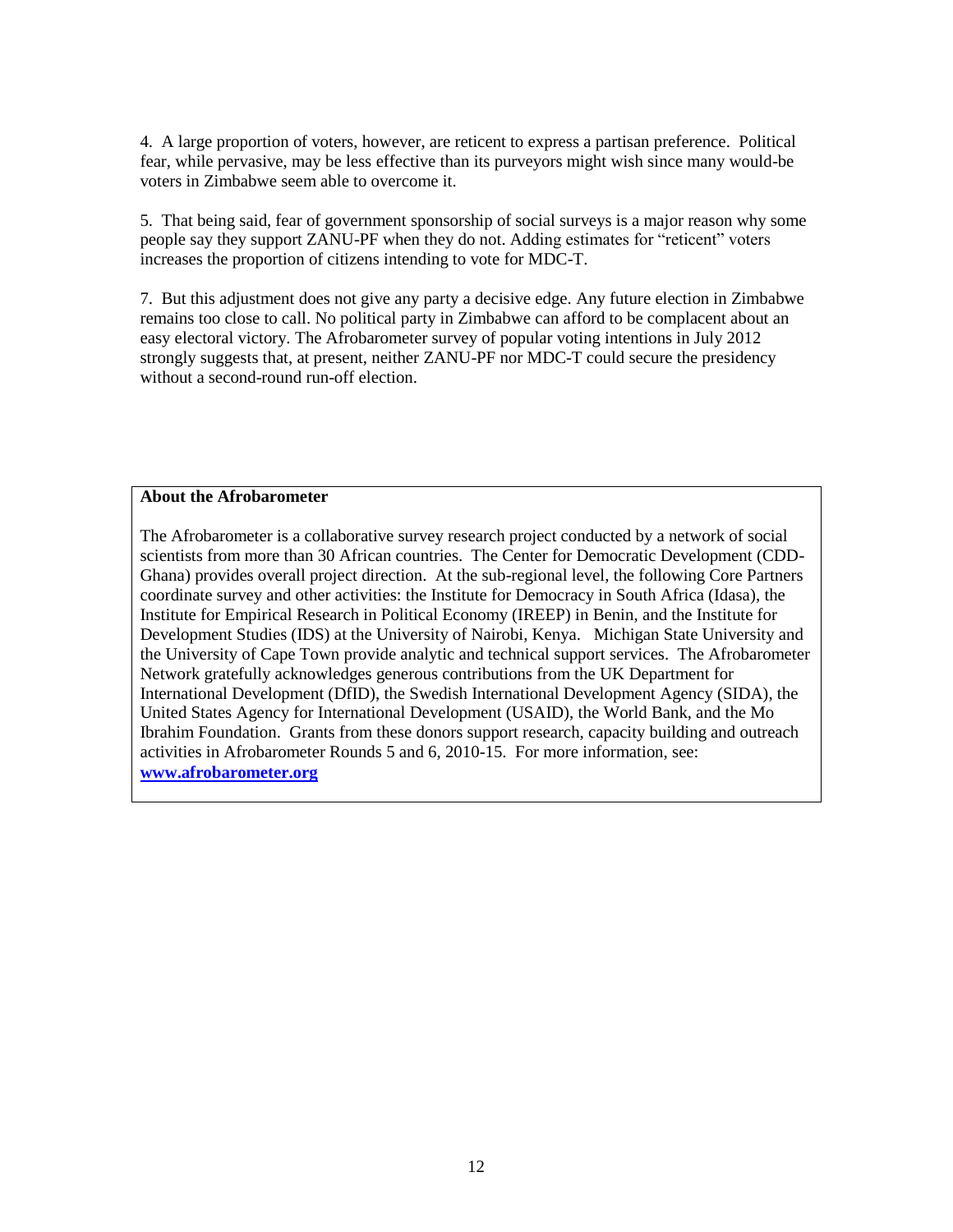4. A large proportion of voters, however, are reticent to express a partisan preference. Political fear, while pervasive, may be less effective than its purveyors might wish since many would-be voters in Zimbabwe seem able to overcome it.

5. That being said, fear of government sponsorship of social surveys is a major reason why some people say they support ZANU-PF when they do not. Adding estimates for "reticent" voters increases the proportion of citizens intending to vote for MDC-T.

7. But this adjustment does not give any party a decisive edge. Any future election in Zimbabwe remains too close to call. No political party in Zimbabwe can afford to be complacent about an easy electoral victory. The Afrobarometer survey of popular voting intentions in July 2012 strongly suggests that, at present, neither ZANU-PF nor MDC-T could secure the presidency without a second-round run-off election.

**About the Afrobarometer**

The Afrobarometer is a collaborative survey research project conducted by a network of social scientists from more than 30 African countries. The Center for Democratic Development (CDD-Ghana) provides overall project direction. At the sub-regional level, the following Core Partners coordinate survey and other activities: the Institute for Democracy in South Africa (Idasa), the Institute for Empirical Research in Political Economy (IREEP) in Benin, and the Institute for Development Studies (IDS) at the University of Nairobi, Kenya. Michigan State University and the University of Cape Town provide analytic and technical support services. The Afrobarometer Network gratefully acknowledges generous contributions from the UK Department for International Development (DfID), the Swedish International Development Agency (SIDA), the United States Agency for International Development (USAID), the World Bank, and the Mo Ibrahim Foundation. Grants from these donors support research, capacity building and outreach activities in Afrobarometer Rounds 5 and 6, 2010-15. For more information, see: **www.afrobarometer.org**